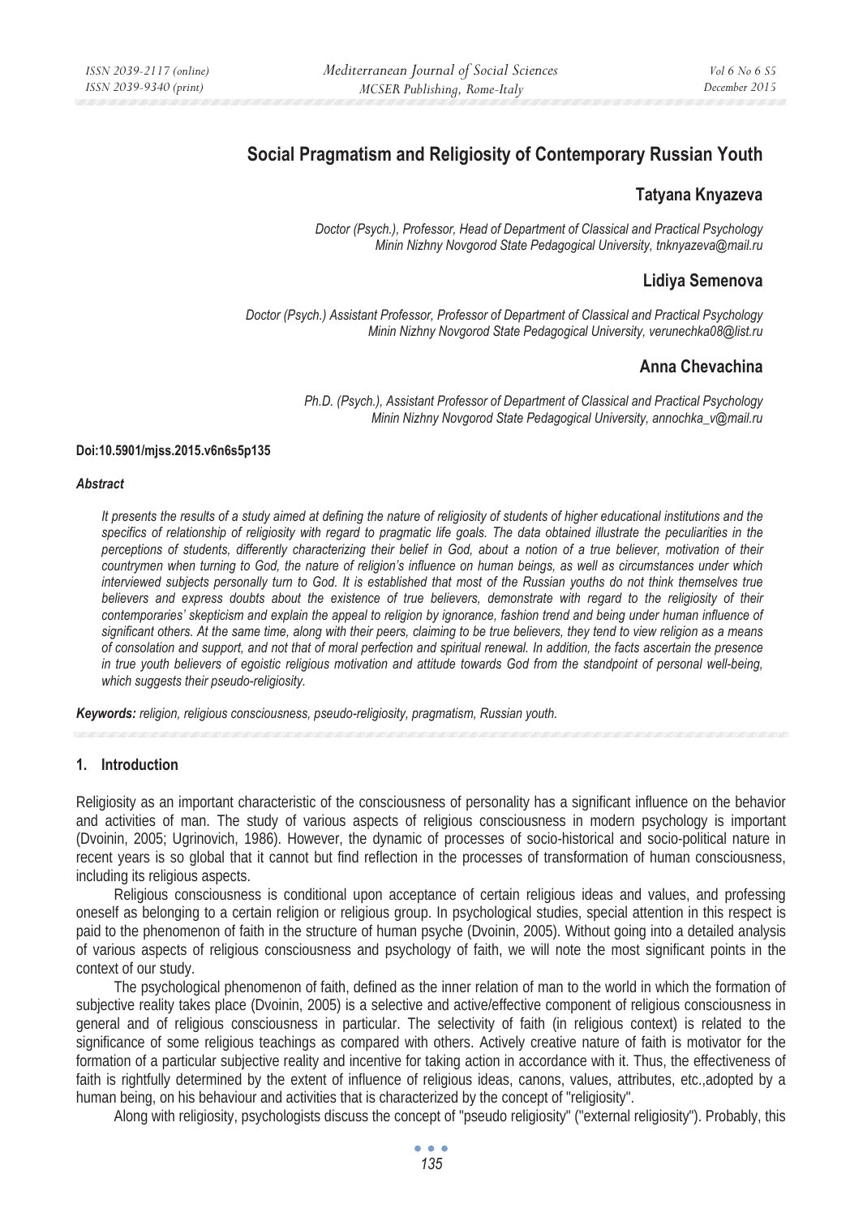# Social Pragmatism and Religiosity of Contemporary Russian Youth

## Tatyana Knyazeva

*Doctor (Psych.), Professor, Head of Department of Classical and Practical Psychology*
*Minin Nizhny Novgorod State Pedagogical University, tnknyazeva@mail.ru*

## Lidiya Semenova

*Doctor (Psych.) Assistant Professor, Professor of Department of Classical and Practical Psychology*
*Minin Nizhny Novgorod State Pedagogical University, verunechka08@list.ru*

## Anna Chevachina

*Ph.D. (Psych.), Assistant Professor of Department of Classical and Practical Psychology*
*Minin Nizhny Novgorod State Pedagogical University, annochka_v@mail.ru*

**Doi:10.5901/mjss.2015.v6n6s5p135**

***Abstract***

*It presents the results of a study aimed at defining the nature of religiosity of students of higher educational institutions and the specifics of relationship of religiosity with regard to pragmatic life goals. The data obtained illustrate the peculiarities in the perceptions of students, differently characterizing their belief in God, about a notion of a true believer, motivation of their countrymen when turning to God, the nature of religion's influence on human beings, as well as circumstances under which interviewed subjects personally turn to God. It is established that most of the Russian youths do not think themselves true believers and express doubts about the existence of true believers, demonstrate with regard to the religiosity of their contemporaries' skepticism and explain the appeal to religion by ignorance, fashion trend and being under human influence of significant others. At the same time, along with their peers, claiming to be true believers, they tend to view religion as a means of consolation and support, and not that of moral perfection and spiritual renewal. In addition, the facts ascertain the presence in true youth believers of egoistic religious motivation and attitude towards God from the standpoint of personal well-being, which suggests their pseudo-religiosity.*

***Keywords:*** *religion, religious consciousness, pseudo-religiosity, pragmatism, Russian youth.*

## 1. Introduction

Religiosity as an important characteristic of the consciousness of personality has a significant influence on the behavior and activities of man. The study of various aspects of religious consciousness in modern psychology is important (Dvoinin, 2005; Ugrinovich, 1986). However, the dynamic of processes of socio-historical and socio-political nature in recent years is so global that it cannot but find reflection in the processes of transformation of human consciousness, including its religious aspects.

Religious consciousness is conditional upon acceptance of certain religious ideas and values, and professing oneself as belonging to a certain religion or religious group. In psychological studies, special attention in this respect is paid to the phenomenon of faith in the structure of human psyche (Dvoinin, 2005). Without going into a detailed analysis of various aspects of religious consciousness and psychology of faith, we will note the most significant points in the context of our study.

The psychological phenomenon of faith, defined as the inner relation of man to the world in which the formation of subjective reality takes place (Dvoinin, 2005) is a selective and active/effective component of religious consciousness in general and of religious consciousness in particular. The selectivity of faith (in religious context) is related to the significance of some religious teachings as compared with others. Actively creative nature of faith is motivator for the formation of a particular subjective reality and incentive for taking action in accordance with it. Thus, the effectiveness of faith is rightfully determined by the extent of influence of religious ideas, canons, values, attributes, etc.,adopted by a human being, on his behaviour and activities that is characterized by the concept of "religiosity".

Along with religiosity, psychologists discuss the concept of "pseudo religiosity" ("external religiosity"). Probably, this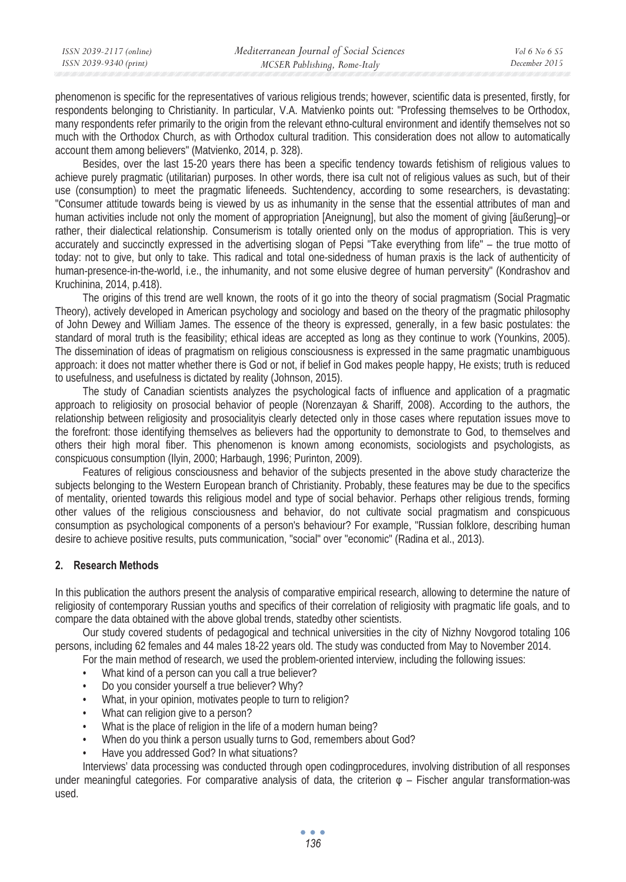phenomenon is specific for the representatives of various religious trends; however, scientific data is presented, firstly, for respondents belonging to Christianity. In particular, V.A. Matvienko points out: "Professing themselves to be Orthodox, many respondents refer primarily to the origin from the relevant ethno-cultural environment and identify themselves not so much with the Orthodox Church, as with Orthodox cultural tradition. This consideration does not allow to automatically account them among believers" (Matvienko, 2014, p. 328).

Besides, over the last 15-20 years there has been a specific tendency towards fetishism of religious values to achieve purely pragmatic (utilitarian) purposes. In other words, there isa cult not of religious values as such, but of their use (consumption) to meet the pragmatic lifeneeds. Suchtendency, according to some researchers, is devastating: "Consumer attitude towards being is viewed by us as inhumanity in the sense that the essential attributes of man and human activities include not only the moment of appropriation [Aneignung], but also the moment of giving [äußerung]–or rather, their dialectical relationship. Consumerism is totally oriented only on the modus of appropriation. This is very accurately and succinctly expressed in the advertising slogan of Pepsi "Take everything from life" – the true motto of today: not to give, but only to take. This radical and total one-sidedness of human praxis is the lack of authenticity of human-presence-in-the-world, i.e., the inhumanity, and not some elusive degree of human perversity" (Kondrashov and Kruchinina, 2014, p.418).

The origins of this trend are well known, the roots of it go into the theory of social pragmatism (Social Pragmatic Theory), actively developed in American psychology and sociology and based on the theory of the pragmatic philosophy of John Dewey and William James. The essence of the theory is expressed, generally, in a few basic postulates: the standard of moral truth is the feasibility; ethical ideas are accepted as long as they continue to work (Younkins, 2005). The dissemination of ideas of pragmatism on religious consciousness is expressed in the same pragmatic unambiguous approach: it does not matter whether there is God or not, if belief in God makes people happy, He exists; truth is reduced to usefulness, and usefulness is dictated by reality (Johnson, 2015).

The study of Canadian scientists analyzes the psychological facts of influence and application of a pragmatic approach to religiosity on prosocial behavior of people (Norenzayan & Shariff, 2008). According to the authors, the relationship between religiosity and prosocialityis clearly detected only in those cases where reputation issues move to the forefront: those identifying themselves as believers had the opportunity to demonstrate to God, to themselves and others their high moral fiber. This phenomenon is known among economists, sociologists and psychologists, as conspicuous consumption (Ilyin, 2000; Harbaugh, 1996; Purinton, 2009).

Features of religious consciousness and behavior of the subjects presented in the above study characterize the subjects belonging to the Western European branch of Christianity. Probably, these features may be due to the specifics of mentality, oriented towards this religious model and type of social behavior. Perhaps other religious trends, forming other values of the religious consciousness and behavior, do not cultivate social pragmatism and conspicuous consumption as psychological components of a person's behaviour? For example, "Russian folklore, describing human desire to achieve positive results, puts communication, "social" over "economic" (Radina et al., 2013).

## 2. Research Methods

In this publication the authors present the analysis of comparative empirical research, allowing to determine the nature of religiosity of contemporary Russian youths and specifics of their correlation of religiosity with pragmatic life goals, and to compare the data obtained with the above global trends, statedby other scientists.

Our study covered students of pedagogical and technical universities in the city of Nizhny Novgorod totaling 106 persons, including 62 females and 44 males 18-22 years old. The study was conducted from May to November 2014.

For the main method of research, we used the problem-oriented interview, including the following issues:

- What kind of a person can you call a true believer?
- Do you consider yourself a true believer? Why?
- What, in your opinion, motivates people to turn to religion?
- What can religion give to a person?
- What is the place of religion in the life of a modern human being?
- When do you think a person usually turns to God, remembers about God?
- Have you addressed God? In what situations?

Interviews' data processing was conducted through open codingprocedures, involving distribution of all responses under meaningful categories. For comparative analysis of data, the criterion φ – Fischer angular transformation-was used.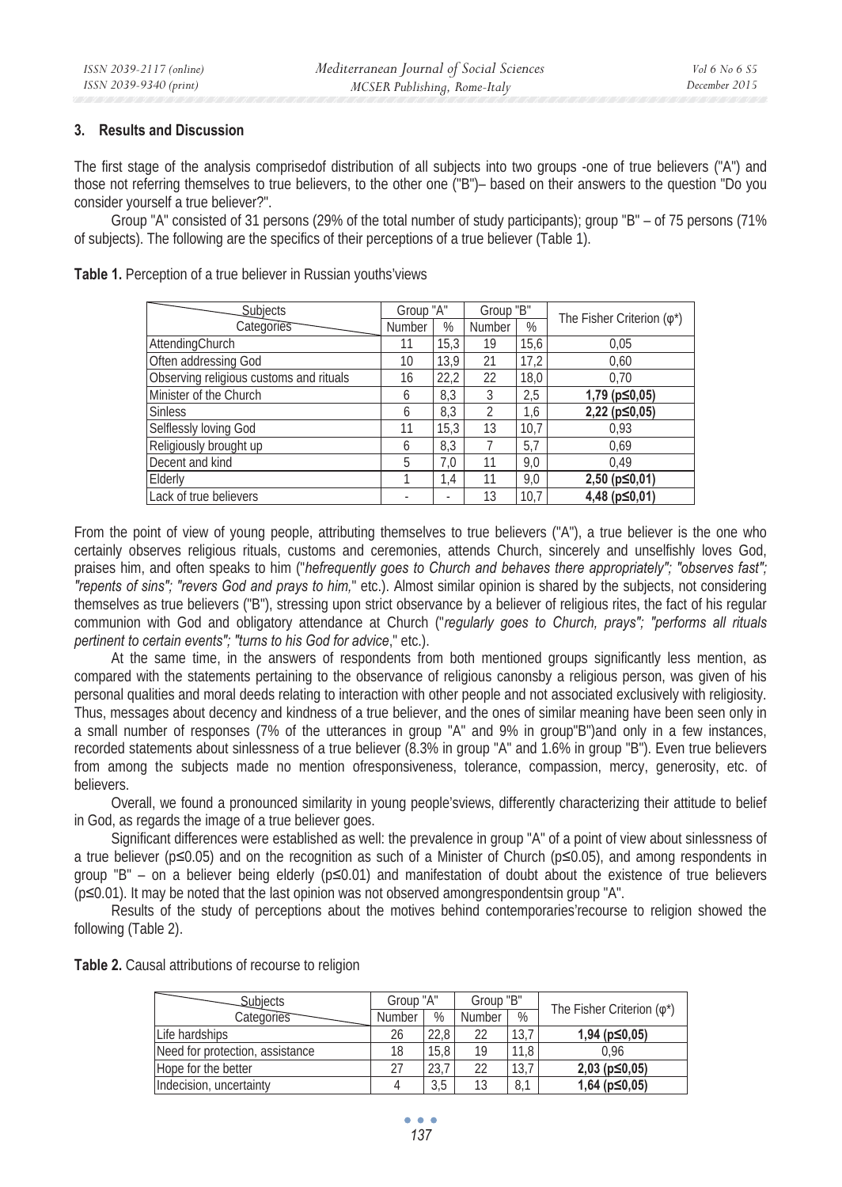## 3. Results and Discussion

The first stage of the analysis comprisedof distribution of all subjects into two groups -one of true believers ("A") and those not referring themselves to true believers, to the other one ("B")– based on their answers to the question "Do you consider yourself a true believer?".

Group "A" consisted of 31 persons (29% of the total number of study participants); group "B" – of 75 persons (71% of subjects). The following are the specifics of their perceptions of a true believer (Table 1).

**Table 1.** Perception of a true believer in Russian youths'views

| Subjects / Categories | Group "A" | | Group "B" | | The Fisher Criterion (φ*) |
|---|---|---|---|---|---|
| | Number | % | Number | % | |
| AttendingChurch | 11 | 15,3 | 19 | 15,6 | 0,05 |
| Often addressing God | 10 | 13,9 | 21 | 17,2 | 0,60 |
| Observing religious customs and rituals | 16 | 22,2 | 22 | 18,0 | 0,70 |
| Minister of the Church | 6 | 8,3 | 3 | 2,5 | **1,79 (p≤0,05)** |
| Sinless | 6 | 8,3 | 2 | 1,6 | **2,22 (p≤0,05)** |
| Selflessly loving God | 11 | 15,3 | 13 | 10,7 | 0,93 |
| Religiously brought up | 6 | 8,3 | 7 | 5,7 | 0,69 |
| Decent and kind | 5 | 7,0 | 11 | 9,0 | 0,49 |
| Elderly | 1 | 1,4 | 11 | 9,0 | **2,50 (p≤0,01)** |
| Lack of true believers | - | - | 13 | 10,7 | **4,48 (p≤0,01)** |

From the point of view of young people, attributing themselves to true believers ("A"), a true believer is the one who certainly observes religious rituals, customs and ceremonies, attends Church, sincerely and unselfishly loves God, praises him, and often speaks to him ("*hefrequently goes to Church and behaves there appropriately"; "observes fast"; "repents of sins"; "revers God and prays to him,*" etc.). Almost similar opinion is shared by the subjects, not considering themselves as true believers ("B"), stressing upon strict observance by a believer of religious rites, the fact of his regular communion with God and obligatory attendance at Church ("*regularly goes to Church, prays"; "performs all rituals pertinent to certain events"; "turns to his God for advice*," etc.).

At the same time, in the answers of respondents from both mentioned groups significantly less mention, as compared with the statements pertaining to the observance of religious canonsby a religious person, was given of his personal qualities and moral deeds relating to interaction with other people and not associated exclusively with religiosity. Thus, messages about decency and kindness of a true believer, and the ones of similar meaning have been seen only in a small number of responses (7% of the utterances in group "A" and 9% in group"B")and only in a few instances, recorded statements about sinlessness of a true believer (8.3% in group "A" and 1.6% in group "B"). Even true believers from among the subjects made no mention ofresponsiveness, tolerance, compassion, mercy, generosity, etc. of believers.

Overall, we found a pronounced similarity in young people'sviews, differently characterizing their attitude to belief in God, as regards the image of a true believer goes.

Significant differences were established as well: the prevalence in group "A" of a point of view about sinlessness of a true believer (p≤0.05) and on the recognition as such of a Minister of Church (p≤0.05), and among respondents in group "B" – on a believer being elderly (p≤0.01) and manifestation of doubt about the existence of true believers (p≤0.01). It may be noted that the last opinion was not observed amongrespondentsin group "A".

Results of the study of perceptions about the motives behind contemporaries'recourse to religion showed the following (Table 2).

**Table 2.** Causal attributions of recourse to religion

| Subjects / Categories | Group "A" | | Group "B" | | The Fisher Criterion (φ*) |
|---|---|---|---|---|---|
| | Number | % | Number | % | |
| Life hardships | 26 | 22,8 | 22 | 13,7 | **1,94 (p≤0,05)** |
| Need for protection, assistance | 18 | 15,8 | 19 | 11,8 | 0,96 |
| Hope for the better | 27 | 23,7 | 22 | 13,7 | **2,03 (p≤0,05)** |
| Indecision, uncertainty | 4 | 3,5 | 13 | 8,1 | **1,64 (p≤0,05)** |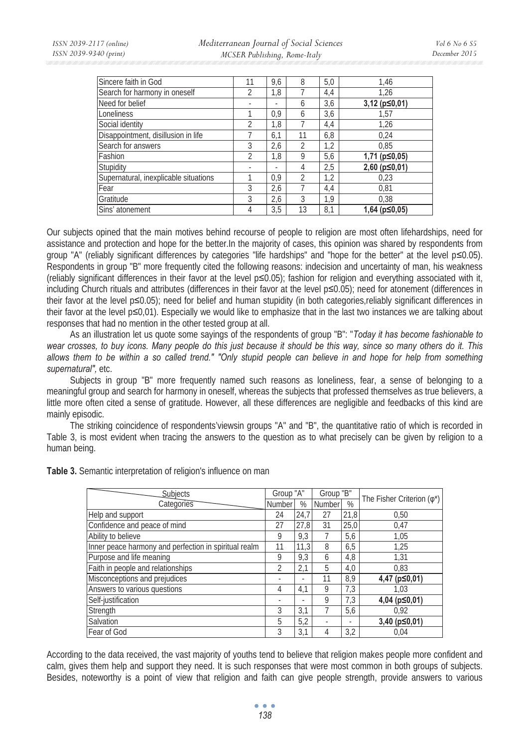| Sincere faith in God | 11 | 9,6 | 8 | 5,0 | 1,46 |
|---|---|---|---|---|---|
| Search for harmony in oneself | 2 | 1,8 | 7 | 4,4 | 1,26 |
| Need for belief | - | - | 6 | 3,6 | **3,12 (p≤0,01)** |
| Loneliness | 1 | 0,9 | 6 | 3,6 | 1,57 |
| Social identity | 2 | 1,8 | 7 | 4,4 | 1,26 |
| Disappointment, disillusion in life | 7 | 6,1 | 11 | 6,8 | 0,24 |
| Search for answers | 3 | 2,6 | 2 | 1,2 | 0,85 |
| Fashion | 2 | 1,8 | 9 | 5,6 | **1,71 (p≤0,05)** |
| Stupidity | - | - | 4 | 2,5 | **2,60 (p≤0,01)** |
| Supernatural, inexplicable situations | 1 | 0,9 | 2 | 1,2 | 0,23 |
| Fear | 3 | 2,6 | 7 | 4,4 | 0,81 |
| Gratitude | 3 | 2,6 | 3 | 1,9 | 0,38 |
| Sins' atonement | 4 | 3,5 | 13 | 8,1 | **1,64 (p≤0,05)** |

Our subjects opined that the main motives behind recourse of people to religion are most often lifehardships, need for assistance and protection and hope for the better.In the majority of cases, this opinion was shared by respondents from group "A" (reliably significant differences by categories "life hardships" and "hope for the better" at the level p≤0.05). Respondents in group "B" more frequently cited the following reasons: indecision and uncertainty of man, his weakness (reliably significant differences in their favor at the level p≤0.05); fashion for religion and everything associated with it, including Church rituals and attributes (differences in their favor at the level p≤0.05); need for atonement (differences in their favor at the level p≤0.05); need for belief and human stupidity (in both categories,reliably significant differences in their favor at the level p≤0,01). Especially we would like to emphasize that in the last two instances we are talking about responses that had no mention in the other tested group at all.

As an illustration let us quote some sayings of the respondents of group "B": "*Today it has become fashionable to wear crosses, to buy icons. Many people do this just because it should be this way, since so many others do it. This allows them to be within a so called trend." "Only stupid people can believe in and hope for help from something supernatural",* etc.

Subjects in group "B" more frequently named such reasons as loneliness, fear, a sense of belonging to a meaningful group and search for harmony in oneself, whereas the subjects that professed themselves as true believers, a little more often cited a sense of gratitude. However, all these differences are negligible and feedbacks of this kind are mainly episodic.

The striking coincidence of respondents'viewsin groups "A" and "B", the quantitative ratio of which is recorded in Table 3, is most evident when tracing the answers to the question as to what precisely can be given by religion to a human being.

**Table 3.** Semantic interpretation of religion's influence on man

| Subjects / Categories | Group "A" | | Group "B" | | The Fisher Criterion (φ*) |
|---|---|---|---|---|---|
| | Number | % | Number | % | |
| Help and support | 24 | 24,7 | 27 | 21,8 | 0,50 |
| Confidence and peace of mind | 27 | 27,8 | 31 | 25,0 | 0,47 |
| Ability to believe | 9 | 9,3 | 7 | 5,6 | 1,05 |
| Inner peace harmony and perfection in spiritual realm | 11 | 11,3 | 8 | 6,5 | 1,25 |
| Purpose and life meaning | 9 | 9,3 | 6 | 4,8 | 1,31 |
| Faith in people and relationships | 2 | 2,1 | 5 | 4,0 | 0,83 |
| Misconceptions and prejudices | - | - | 11 | 8,9 | **4,47 (p≤0,01)** |
| Answers to various questions | 4 | 4,1 | 9 | 7,3 | 1,03 |
| Self-justification | - | - | 9 | 7,3 | **4,04 (p≤0,01)** |
| Strength | 3 | 3,1 | 7 | 5,6 | 0,92 |
| Salvation | 5 | 5,2 | - | - | **3,40 (p≤0,01)** |
| Fear of God | 3 | 3,1 | 4 | 3,2 | 0,04 |

According to the data received, the vast majority of youths tend to believe that religion makes people more confident and calm, gives them help and support they need. It is such responses that were most common in both groups of subjects. Besides, noteworthy is a point of view that religion and faith can give people strength, provide answers to various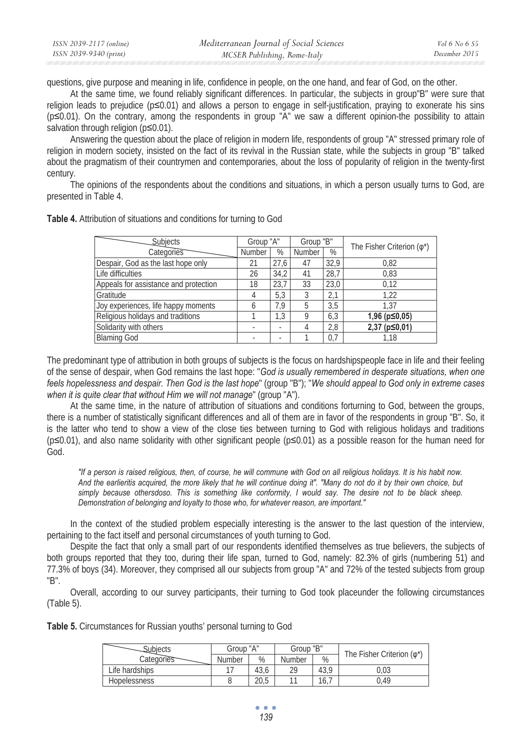questions, give purpose and meaning in life, confidence in people, on the one hand, and fear of God, on the other.

At the same time, we found reliably significant differences. In particular, the subjects in group"B" were sure that religion leads to prejudice ($p \leq 0.01$) and allows a person to engage in self-justification, praying to exonerate his sins ($p \leq 0.01$). On the contrary, among the respondents in group "A" we saw a different opinion-the possibility to attain salvation through religion ($p \leq 0.01$).

Answering the question about the place of religion in modern life, respondents of group "A" stressed primary role of religion in modern society, insisted on the fact of its revival in the Russian state, while the subjects in group "B" talked about the pragmatism of their countrymen and contemporaries, about the loss of popularity of religion in the twenty-first century.

The opinions of the respondents about the conditions and situations, in which a person usually turns to God, are presented in Table 4.

**Table 4.** Attribution of situations and conditions for turning to God

| Subjects / Categories | Group "A" | | Group "B" | | The Fisher Criterion (φ*) |
|---|---|---|---|---|---|
| | Number | % | Number | % | |
| Despair, God as the last hope only | 21 | 27,6 | 47 | 32,9 | 0,82 |
| Life difficulties | 26 | 34,2 | 41 | 28,7 | 0,83 |
| Appeals for assistance and protection | 18 | 23,7 | 33 | 23,0 | 0,12 |
| Gratitude | 4 | 5,3 | 3 | 2,1 | 1,22 |
| Joy experiences, life happy moments | 6 | 7,9 | 5 | 3,5 | 1,37 |
| Religious holidays and traditions | 1 | 1,3 | 9 | 6,3 | **1,96 (p≤0,05)** |
| Solidarity with others | - | - | 4 | 2,8 | **2,37 (p≤0,01)** |
| Blaming God | - | - | 1 | 0,7 | 1,18 |

The predominant type of attribution in both groups of subjects is the focus on hardshipspeople face in life and their feeling of the sense of despair, when God remains the last hope: "*God is usually remembered in desperate situations, when one feels hopelessness and despair. Then God is the last hope*" (group "B"); "*We should appeal to God only in extreme cases when it is quite clear that without Him we will not manage*" (group "A").

At the same time, in the nature of attribution of situations and conditions forturning to God, between the groups, there is a number of statistically significant differences and all of them are in favor of the respondents in group "B". So, it is the latter who tend to show a view of the close ties between turning to God with religious holidays and traditions ($p \leq 0.01$), and also name solidarity with other significant people ($p \leq 0.01$) as a possible reason for the human need for God.

> *"If a person is raised religious, then, of course, he will commune with God on all religious holidays. It is his habit now. And the earlieritis acquired, the more likely that he will continue doing it". "Many do not do it by their own choice, but simply because othersdoso. This is something like conformity, I would say. The desire not to be black sheep. Demonstration of belonging and loyalty to those who, for whatever reason, are important."*

In the context of the studied problem especially interesting is the answer to the last question of the interview, pertaining to the fact itself and personal circumstances of youth turning to God.

Despite the fact that only a small part of our respondents identified themselves as true believers, the subjects of both groups reported that they too, during their life span, turned to God, namely: 82.3% of girls (numbering 51) and 77.3% of boys (34). Moreover, they comprised all our subjects from group "A" and 72% of the tested subjects from group "B".

Overall, according to our survey participants, their turning to God took placeunder the following circumstances (Table 5).

**Table 5.** Circumstances for Russian youths' personal turning to God

| Subjects / Categories | Group "A" | | Group "B" | | The Fisher Criterion (φ*) |
|---|---|---|---|---|---|
| | Number | % | Number | % | |
| Life hardships | 17 | 43,6 | 29 | 43,9 | 0,03 |
| Hopelessness | 8 | 20,5 | 11 | 16,7 | 0,49 |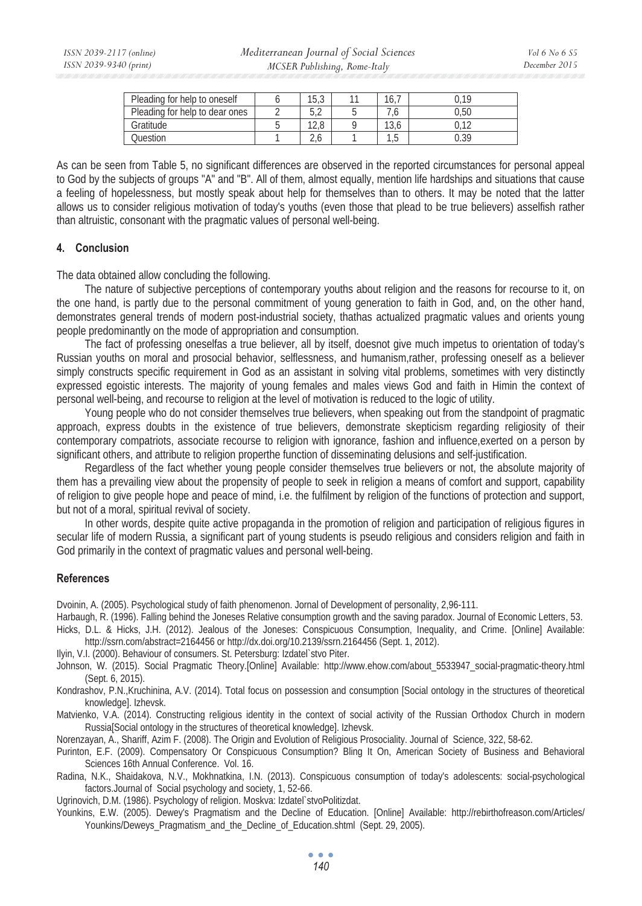| | | | | | |
|---|---|---|---|---|---|
| Pleading for help to oneself | 6 | 15,3 | 11 | 16,7 | 0,19 |
| Pleading for help to dear ones | 2 | 5,2 | 5 | 7,6 | 0,50 |
| Gratitude | 5 | 12,8 | 9 | 13,6 | 0,12 |
| Question | 1 | 2,6 | 1 | 1,5 | 0.39 |

As can be seen from Table 5, no significant differences are observed in the reported circumstances for personal appeal to God by the subjects of groups "A" and "B". All of them, almost equally, mention life hardships and situations that cause a feeling of hopelessness, but mostly speak about help for themselves than to others. It may be noted that the latter allows us to consider religious motivation of today's youths (even those that plead to be true believers) asselfish rather than altruistic, consonant with the pragmatic values of personal well-being.

## 4. Conclusion

The data obtained allow concluding the following.

The nature of subjective perceptions of contemporary youths about religion and the reasons for recourse to it, on the one hand, is partly due to the personal commitment of young generation to faith in God, and, on the other hand, demonstrates general trends of modern post-industrial society, thathas actualized pragmatic values and orients young people predominantly on the mode of appropriation and consumption.

The fact of professing oneselfas a true believer, all by itself, doesnot give much impetus to orientation of today's Russian youths on moral and prosocial behavior, selflessness, and humanism,rather, professing oneself as a believer simply constructs specific requirement in God as an assistant in solving vital problems, sometimes with very distinctly expressed egoistic interests. The majority of young females and males views God and faith in Himin the context of personal well-being, and recourse to religion at the level of motivation is reduced to the logic of utility.

Young people who do not consider themselves true believers, when speaking out from the standpoint of pragmatic approach, express doubts in the existence of true believers, demonstrate skepticism regarding religiosity of their contemporary compatriots, associate recourse to religion with ignorance, fashion and influence,exerted on a person by significant others, and attribute to religion properthe function of disseminating delusions and self-justification.

Regardless of the fact whether young people consider themselves true believers or not, the absolute majority of them has a prevailing view about the propensity of people to seek in religion a means of comfort and support, capability of religion to give people hope and peace of mind, i.e. the fulfilment by religion of the functions of protection and support, but not of a moral, spiritual revival of society.

In other words, despite quite active propaganda in the promotion of religion and participation of religious figures in secular life of modern Russia, a significant part of young students is pseudo religious and considers religion and faith in God primarily in the context of pragmatic values and personal well-being.

## References

Dvoinin, A. (2005). Psychological study of faith phenomenon. Jornal of Development of personality, 2,96-111.

Harbaugh, R. (1996). Falling behind the Joneses Relative consumption growth and the saving paradox. Journal of Economic Letters, 53.

Hicks, D.L. & Hicks, J.H. (2012). Jealous of the Joneses: Conspicuous Consumption, Inequality, and Crime. [Online] Available: http://ssrn.com/abstract=2164456 or http://dx.doi.org/10.2139/ssrn.2164456 (Sept. 1, 2012).

Ilyin, V.I. (2000). Behaviour of consumers. St. Petersburg: Izdatel`stvo Piter.

Johnson, W. (2015). Social Pragmatic Theory.[Online] Available: http://www.ehow.com/about_5533947_social-pragmatic-theory.html (Sept. 6, 2015).

Kondrashov, P.N.,Kruchinina, A.V. (2014). Total focus on possession and consumption [Social ontology in the structures of theoretical knowledge]. Izhevsk.

Matvienko, V.A. (2014). Constructing religious identity in the context of social activity of the Russian Orthodox Church in modern Russia[Social ontology in the structures of theoretical knowledge]. Izhevsk.

Norenzayan, A., Shariff, Azim F. (2008). The Origin and Evolution of Religious Prosociality. Journal of Science, 322, 58-62.

Purinton, E.F. (2009). Compensatory Or Conspicuous Consumption? Bling It On, American Society of Business and Behavioral Sciences 16th Annual Conference. Vol. 16.

Radina, N.K., Shaidakova, N.V., Mokhnatkina, I.N. (2013). Conspicuous consumption of today's adolescents: social-psychological factors.Journal of Social psychology and society, 1, 52-66.

Ugrinovich, D.M. (1986). Psychology of religion. Moskva: Izdatel`stvoPolitizdat.

Younkins, E.W. (2005). Dewey's Pragmatism and the Decline of Education. [Online] Available: http://rebirthofreason.com/Articles/Younkins/Deweys_Pragmatism_and_the_Decline_of_Education.shtml (Sept. 29, 2005).